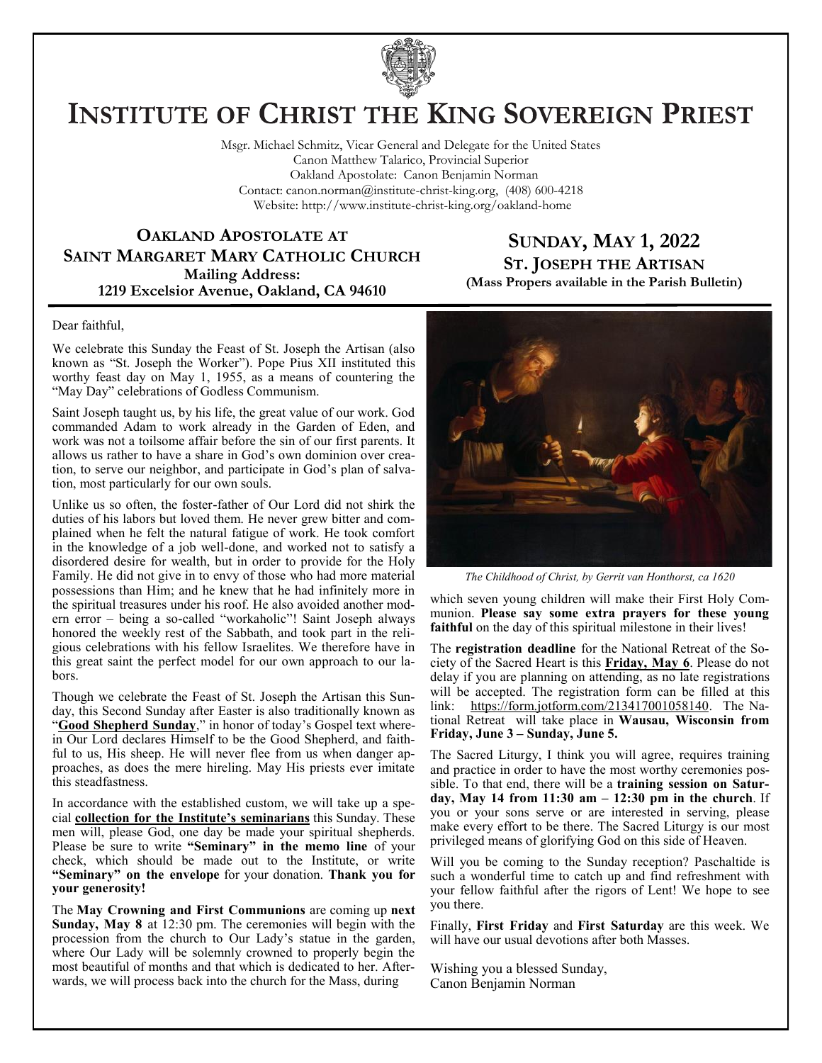# Institute of Christ the King Sovereign Priest

Msgr. Michael Schmitz, Vicar General and Delegate for the United States
Canon Matthew Talarico, Provincial Superior
Oakland Apostolate: Canon Benjamin Norman
Contact: canon.norman@institute-christ-king.org, (408) 600-4218
Website: http://www.institute-christ-king.org/oakland-home

## Oakland Apostolate at Saint Margaret Mary Catholic Church

**Mailing Address:**
**1219 Excelsior Avenue, Oakland, CA 94610**

## Sunday, May 1, 2022

**St. Joseph the Artisan**
**(Mass Propers available in the Parish Bulletin)**

Dear faithful,

We celebrate this Sunday the Feast of St. Joseph the Artisan (also known as "St. Joseph the Worker"). Pope Pius XII instituted this worthy feast day on May 1, 1955, as a means of countering the "May Day" celebrations of Godless Communism.

Saint Joseph taught us, by his life, the great value of our work. God commanded Adam to work already in the Garden of Eden, and work was not a toilsome affair before the sin of our first parents. It allows us rather to have a share in God's own dominion over creation, to serve our neighbor, and participate in God's plan of salvation, most particularly for our own souls.

Unlike us so often, the foster-father of Our Lord did not shirk the duties of his labors but loved them. He never grew bitter and complained when he felt the natural fatigue of work. He took comfort in the knowledge of a job well-done, and worked not to satisfy a disordered desire for wealth, but in order to provide for the Holy Family. He did not give in to envy of those who had more material possessions than Him; and he knew that he had infinitely more in the spiritual treasures under his roof. He also avoided another modern error – being a so-called "workaholic"! Saint Joseph always honored the weekly rest of the Sabbath, and took part in the religious celebrations with his fellow Israelites. We therefore have in this great saint the perfect model for our own approach to our labors.

Though we celebrate the Feast of St. Joseph the Artisan this Sunday, this Second Sunday after Easter is also traditionally known as "**Good Shepherd Sunday**," in honor of today's Gospel text wherein Our Lord declares Himself to be the Good Shepherd, and faithful to us, His sheep. He will never flee from us when danger approaches, as does the mere hireling. May His priests ever imitate this steadfastness.

In accordance with the established custom, we will take up a special **collection for the Institute's seminarians** this Sunday. These men will, please God, one day be made your spiritual shepherds. Please be sure to write **"Seminary" in the memo line** of your check, which should be made out to the Institute, or write **"Seminary" on the envelope** for your donation. **Thank you for your generosity!**

The **May Crowning and First Communions** are coming up **next Sunday, May 8** at 12:30 pm. The ceremonies will begin with the procession from the church to Our Lady's statue in the garden, where Our Lady will be solemnly crowned to properly begin the most beautiful of months and that which is dedicated to her. Afterwards, we will process back into the church for the Mass, during which seven young children will make their First Holy Communion. **Please say some extra prayers for these young faithful** on the day of this spiritual milestone in their lives!

*The Childhood of Christ, by Gerrit van Honthorst, ca 1620*

The **registration deadline** for the National Retreat of the Society of the Sacred Heart is this **Friday, May 6**. Please do not delay if you are planning on attending, as no late registrations will be accepted. The registration form can be filled at this link: https://form.jotform.com/213417001058140. The National Retreat will take place in **Wausau, Wisconsin from Friday, June 3 – Sunday, June 5.**

The Sacred Liturgy, I think you will agree, requires training and practice in order to have the most worthy ceremonies possible. To that end, there will be a **training session on Saturday, May 14 from 11:30 am – 12:30 pm in the church**. If you or your sons serve or are interested in serving, please make every effort to be there. The Sacred Liturgy is our most privileged means of glorifying God on this side of Heaven.

Will you be coming to the Sunday reception? Paschaltide is such a wonderful time to catch up and find refreshment with your fellow faithful after the rigors of Lent! We hope to see you there.

Finally, **First Friday** and **First Saturday** are this week. We will have our usual devotions after both Masses.

Wishing you a blessed Sunday,
Canon Benjamin Norman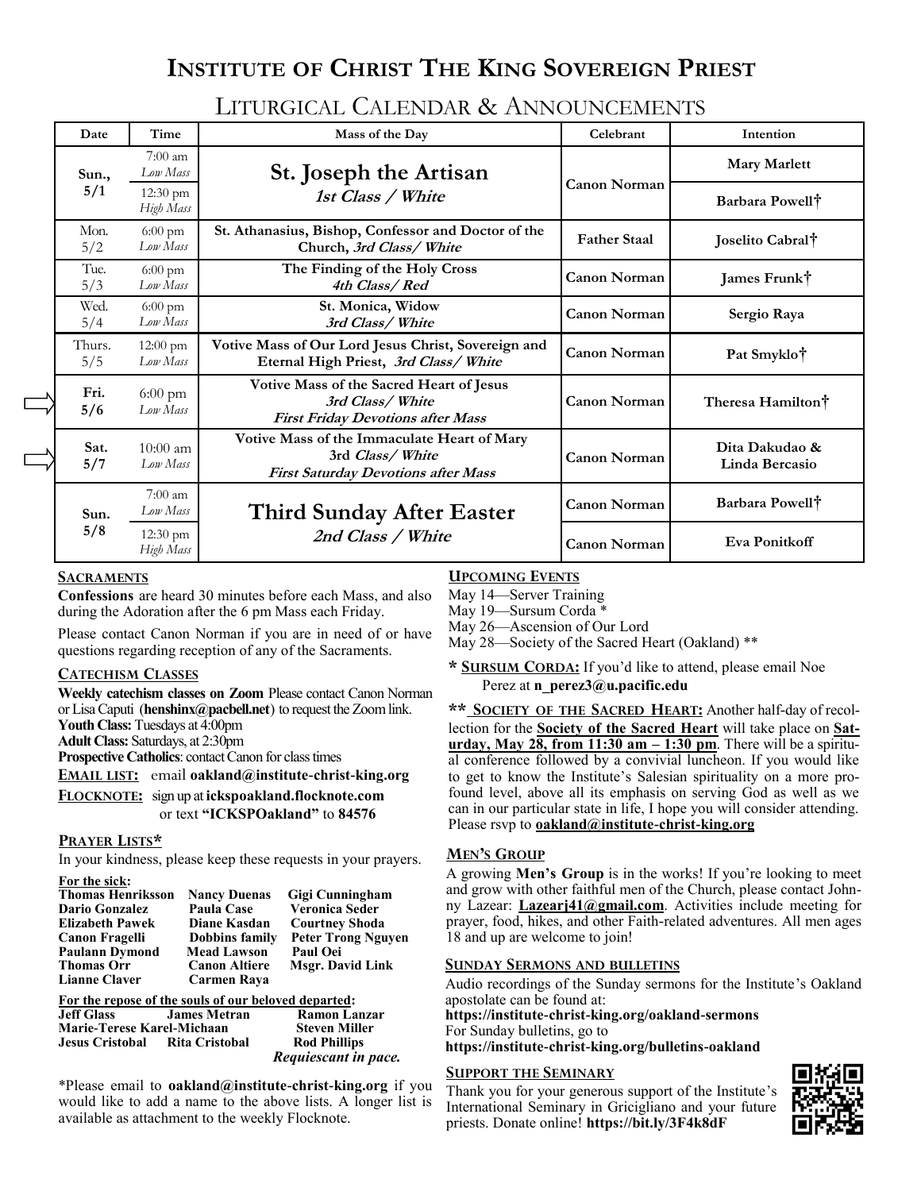# Institute of Christ The King Sovereign Priest

## Liturgical Calendar & Announcements

| Date | Time | Mass of the Day | Celebrant | Intention |
|---|---|---|---|---|
| **Sun., 5/1** | 7:00 am *Low Mass* | **St. Joseph the Artisan** *1st Class / White* | **Canon Norman** | **Mary Marlett** |
| | 12:30 pm *High Mass* | | | **Barbara Powell†** |
| Mon. 5/2 | 6:00 pm *Low Mass* | **St. Athanasius, Bishop, Confessor and Doctor of the Church, *3rd Class/ White*** | **Father Staal** | **Joselito Cabral†** |
| Tue. 5/3 | 6:00 pm *Low Mass* | **The Finding of the Holy Cross** ***4th Class/ Red*** | **Canon Norman** | **James Frunk†** |
| Wed. 5/4 | 6:00 pm *Low Mass* | **St. Monica, Widow** ***3rd Class/ White*** | **Canon Norman** | **Sergio Raya** |
| Thurs. 5/5 | 12:00 pm *Low Mass* | **Votive Mass of Our Lord Jesus Christ, Sovereign and Eternal High Priest, *3rd Class/ White*** | **Canon Norman** | **Pat Smyklo†** |
| **Fri. 5/6** | 6:00 pm *Low Mass* | **Votive Mass of the Sacred Heart of Jesus** ***3rd Class/ White*** ***First Friday Devotions after Mass*** | **Canon Norman** | **Theresa Hamilton†** |
| **Sat. 5/7** | 10:00 am *Low Mass* | **Votive Mass of the Immaculate Heart of Mary** **3rd *Class/ White*** ***First Saturday Devotions after Mass*** | **Canon Norman** | **Dita Dakudao & Linda Bercasio** |
| **Sun. 5/8** | 7:00 am *Low Mass* | **Third Sunday After Easter** *2nd Class / White* | **Canon Norman** | **Barbara Powell†** |
| | 12:30 pm *High Mass* | | **Canon Norman** | **Eva Ponitkoff** |

### Sacraments

**Confessions** are heard 30 minutes before each Mass, and also during the Adoration after the 6 pm Mass each Friday.

Please contact Canon Norman if you are in need of or have questions regarding reception of any of the Sacraments.

### Catechism Classes

**Weekly catechism classes on Zoom** Please contact Canon Norman or Lisa Caputi (**henshinx@pacbell.net**) to request the Zoom link.
**Youth Class:** Tuesdays at 4:00pm
**Adult Class:** Saturdays, at 2:30pm
**Prospective Catholics**: contact Canon for class times

**Email list:** email **oakland@institute-christ-king.org**

**Flocknote:** sign up at **ickspoakland.flocknote.com** or text **"ICKSPOakland"** to **84576**

### Prayer Lists*

In your kindness, please keep these requests in your prayers.

**For the sick:**

**Thomas Henriksson, Nancy Duenas, Gigi Cunningham, Dario Gonzalez, Paula Case, Veronica Seder, Elizabeth Pawek, Diane Kasdan, Courtney Shoda, Canon Fragelli, Dobbins family, Peter Trong Nguyen, Paulann Dymond, Mead Lawson, Paul Oei, Thomas Orr, Canon Altiere, Msgr. David Link, Lianne Claver, Carmen Raya**

**For the repose of the souls of our beloved departed:**

**Jeff Glass, James Metran, Ramon Lanzar, Marie-Terese Karel-Michaan, Steven Miller, Jesus Cristobal, Rita Cristobal, Rod Phillips**

***Requiescant in pace.***

*Please email to **oakland@institute-christ-king.org** if you would like to add a name to the above lists. A longer list is available as attachment to the weekly Flocknote.

### Upcoming Events

May 14—Server Training
May 19—Sursum Corda *
May 26—Ascension of Our Lord
May 28—Society of the Sacred Heart (Oakland) **

**\* Sursum Corda:** If you'd like to attend, please email Noe Perez at **n_perez3@u.pacific.edu**

**\*\* Society of the Sacred Heart:** Another half-day of recollection for the **Society of the Sacred Heart** will take place on **Saturday, May 28, from 11:30 am – 1:30 pm**. There will be a spiritual conference followed by a convivial luncheon. If you would like to get to know the Institute's Salesian spirituality on a more profound level, above all its emphasis on serving God as well as we can in our particular state in life, I hope you will consider attending. Please rsvp to **oakland@institute-christ-king.org**

### Men's Group

A growing **Men's Group** is in the works! If you're looking to meet and grow with other faithful men of the Church, please contact Johnny Lazear: **Lazearj41@gmail.com**. Activities include meeting for prayer, food, hikes, and other Faith-related adventures. All men ages 18 and up are welcome to join!

### Sunday Sermons and Bulletins

Audio recordings of the Sunday sermons for the Institute's Oakland apostolate can be found at:
**https://institute-christ-king.org/oakland-sermons**
For Sunday bulletins, go to
**https://institute-christ-king.org/bulletins-oakland**

### Support the Seminary

Thank you for your generous support of the Institute's International Seminary in Gricigliano and your future priests. Donate online! **https://bit.ly/3F4k8dF**